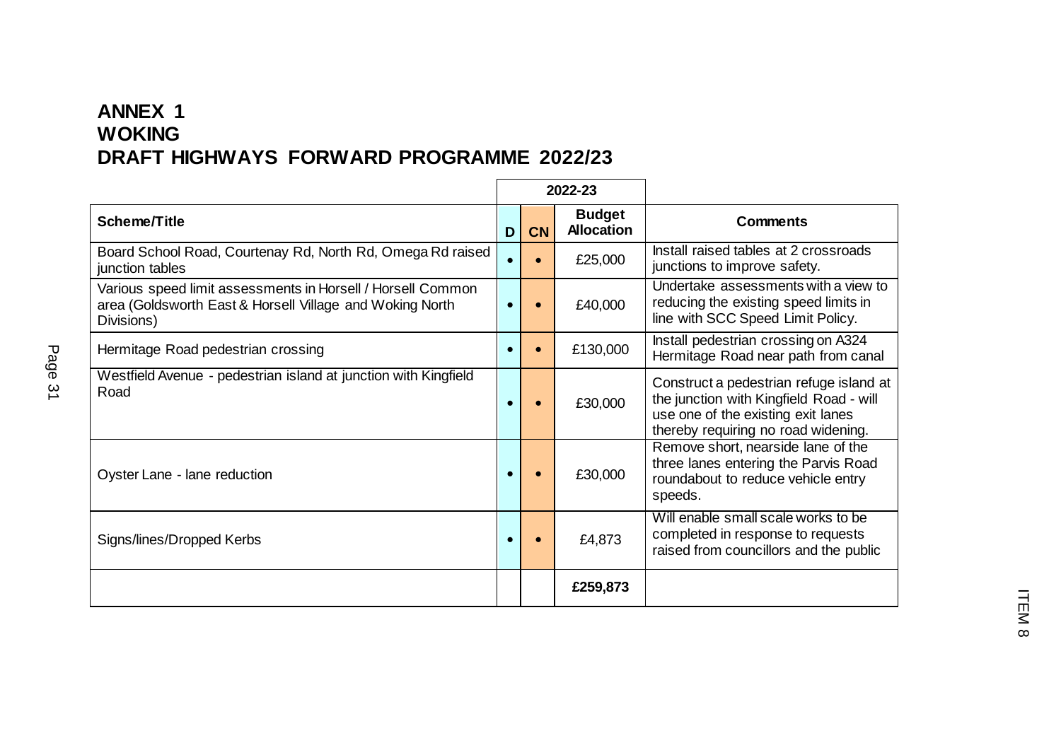# ANNEX 1
# WOKING
# DRAFT HIGHWAYS FORWARD PROGRAMME 2022/23

| | 2022-23 | | | |
|---|---|---|---|---|
| **Scheme/Title** | **D** | **CN** | **Budget Allocation** | **Comments** |
| Board School Road, Courtenay Rd, North Rd, Omega Rd raised junction tables | • | • | £25,000 | Install raised tables at 2 crossroads junctions to improve safety. |
| Various speed limit assessments in Horsell / Horsell Common area (Goldsworth East & Horsell Village and Woking North Divisions) | • | • | £40,000 | Undertake assessments with a view to reducing the existing speed limits in line with SCC Speed Limit Policy. |
| Hermitage Road pedestrian crossing | • | • | £130,000 | Install pedestrian crossing on A324 Hermitage Road near path from canal |
| Westfield Avenue - pedestrian island at junction with Kingfield Road | • | • | £30,000 | Construct a pedestrian refuge island at the junction with Kingfield Road - will use one of the existing exit lanes thereby requiring no road widening. |
| Oyster Lane - lane reduction | • | • | £30,000 | Remove short, nearside lane of the three lanes entering the Parvis Road roundabout to reduce vehicle entry speeds. |
| Signs/lines/Dropped Kerbs | • | • | £4,873 | Will enable small scale works to be completed in response to requests raised from councillors and the public |
| | | | **£259,873** | |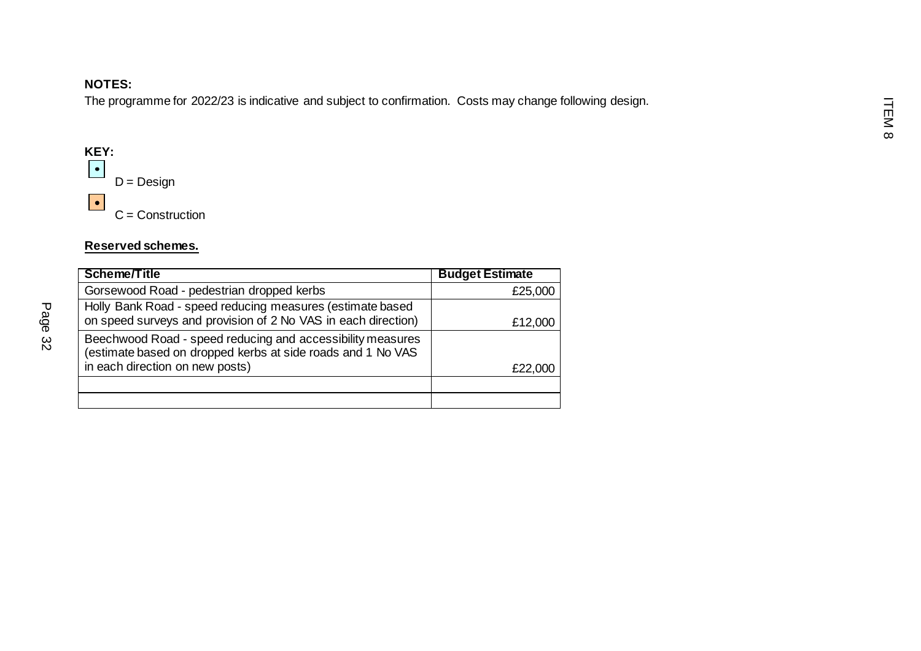**NOTES:**

The programme for 2022/23 is indicative and subject to confirmation. Costs may change following design.

**KEY:**

• D = Design

• C = Construction

**Reserved schemes.**

| Scheme/Title | Budget Estimate |
|---|---|
| Gorsewood Road - pedestrian dropped kerbs | £25,000 |
| Holly Bank Road - speed reducing measures (estimate based on speed surveys and provision of 2 No VAS in each direction) | £12,000 |
| Beechwood Road - speed reducing and accessibility measures (estimate based on dropped kerbs at side roads and 1 No VAS in each direction on new posts) | £22,000 |
| | |
| | |